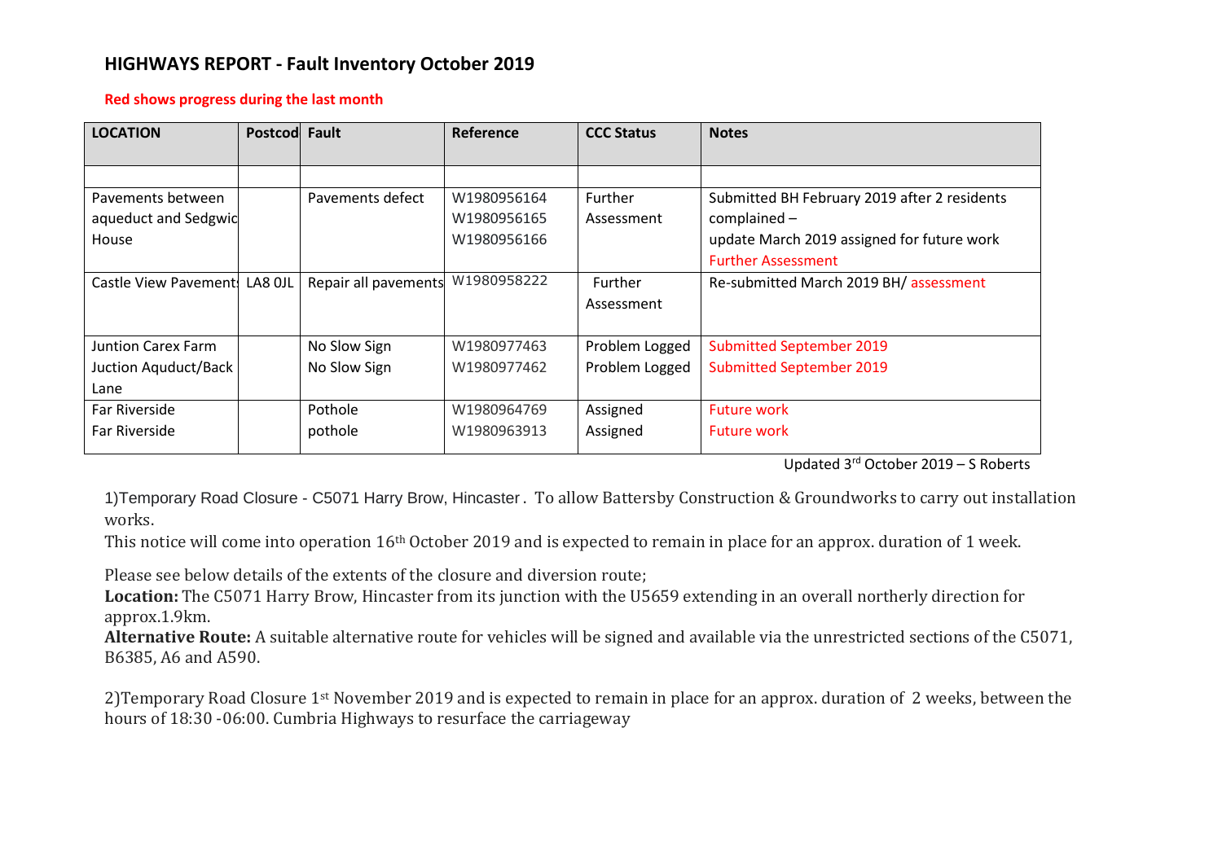# HIGHWAYS REPORT - Fault Inventory October 2019

**Red shows progress during the last month**

| LOCATION | Postcod | Fault | Reference | CCC Status | Notes |
|---|---|---|---|---|---|
| | | | | | |
| Pavements between aqueduct and Sedgwic House | | Pavements defect | W1980956164 W1980956165 W1980956166 | Further Assessment | Submitted BH February 2019 after 2 residents complained – update March 2019 assigned for future work Further Assessment |
| Castle View Pavements | LA8 0JL | Repair all pavements | W1980958222 | Further Assessment | Re-submitted March 2019 BH/ assessment |
| Juntion Carex Farm Juction Aquduct/Back Lane | | No Slow Sign No Slow Sign | W1980977463 W1980977462 | Problem Logged Problem Logged | Submitted September 2019 Submitted September 2019 |
| Far Riverside Far Riverside | | Pothole pothole | W1980964769 W1980963913 | Assigned Assigned | Future work Future work |

Updated 3rd October 2019 – S Roberts

1)Temporary Road Closure - C5071 Harry Brow, Hincaster. To allow Battersby Construction & Groundworks to carry out installation works.
This notice will come into operation 16th October 2019 and is expected to remain in place for an approx. duration of 1 week.

Please see below details of the extents of the closure and diversion route;
**Location:** The C5071 Harry Brow, Hincaster from its junction with the U5659 extending in an overall northerly direction for approx.1.9km.
**Alternative Route:** A suitable alternative route for vehicles will be signed and available via the unrestricted sections of the C5071, B6385, A6 and A590.

2)Temporary Road Closure 1st November 2019 and is expected to remain in place for an approx. duration of 2 weeks, between the hours of 18:30 -06:00. Cumbria Highways to resurface the carriageway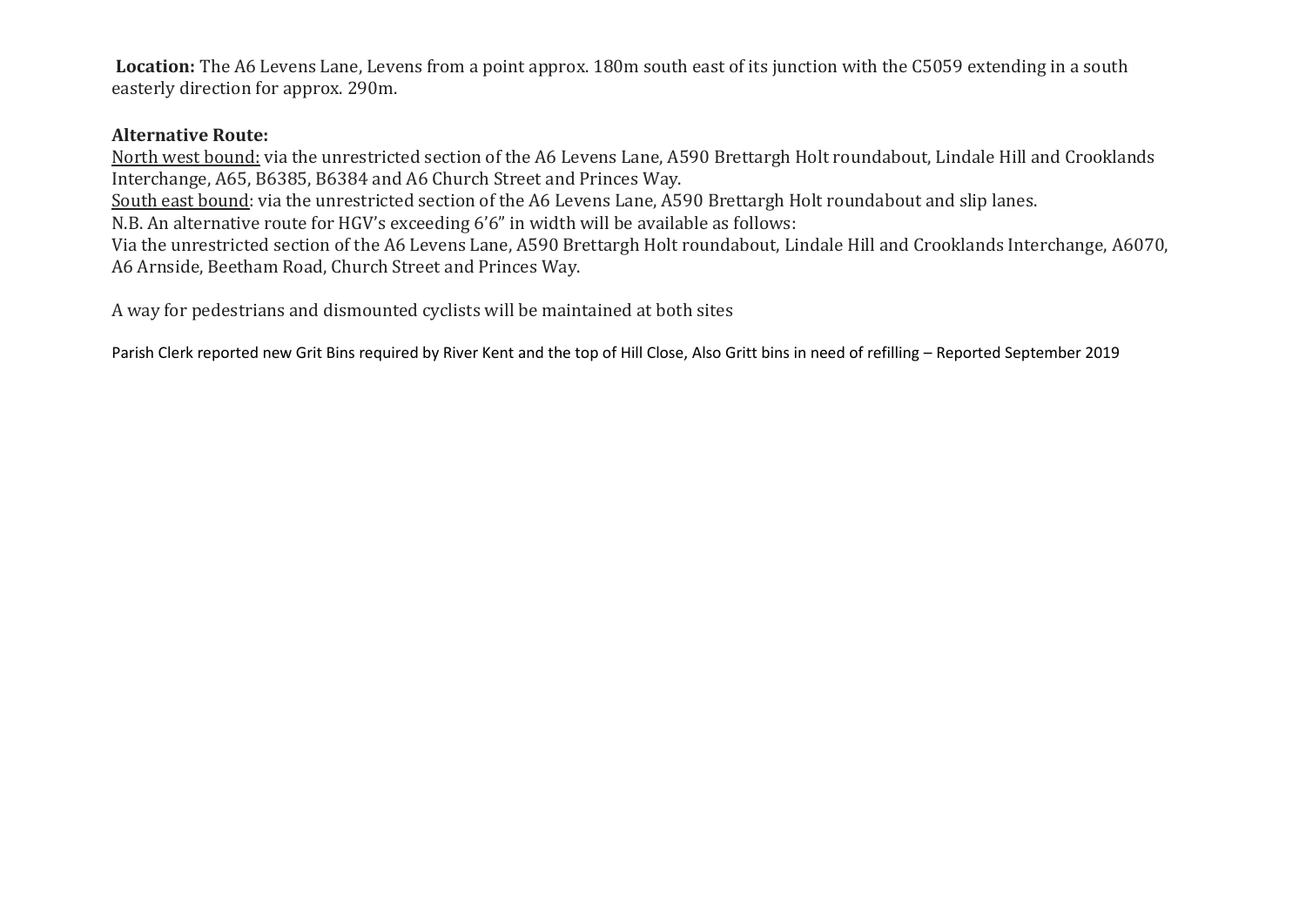**Location:** The A6 Levens Lane, Levens from a point approx. 180m south east of its junction with the C5059 extending in a south easterly direction for approx. 290m.

**Alternative Route:**
North west bound: via the unrestricted section of the A6 Levens Lane, A590 Brettargh Holt roundabout, Lindale Hill and Crooklands Interchange, A65, B6385, B6384 and A6 Church Street and Princes Way.
South east bound: via the unrestricted section of the A6 Levens Lane, A590 Brettargh Holt roundabout and slip lanes.
N.B. An alternative route for HGV's exceeding 6'6" in width will be available as follows:
Via the unrestricted section of the A6 Levens Lane, A590 Brettargh Holt roundabout, Lindale Hill and Crooklands Interchange, A6070, A6 Arnside, Beetham Road, Church Street and Princes Way.

A way for pedestrians and dismounted cyclists will be maintained at both sites

Parish Clerk reported new Grit Bins required by River Kent and the top of Hill Close, Also Gritt bins in need of refilling – Reported September 2019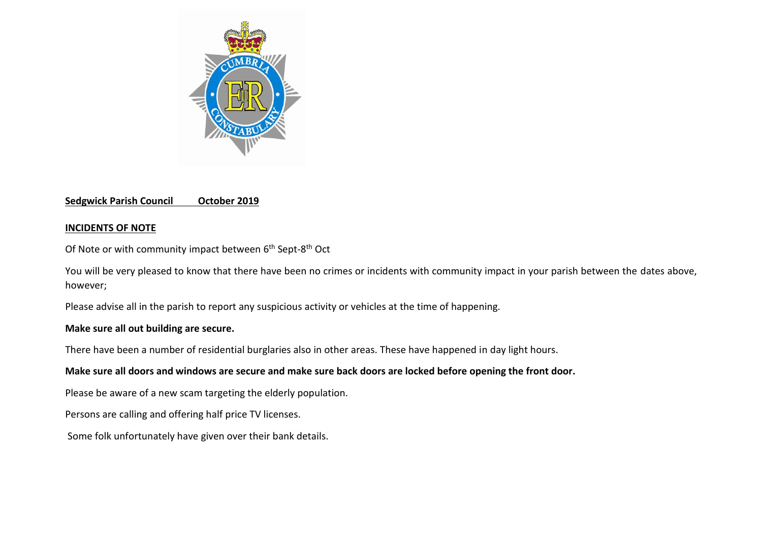**Sedgwick Parish Council October 2019**

**INCIDENTS OF NOTE**

Of Note or with community impact between 6th Sept-8th Oct

You will be very pleased to know that there have been no crimes or incidents with community impact in your parish between the dates above, however;

Please advise all in the parish to report any suspicious activity or vehicles at the time of happening.

**Make sure all out building are secure.**

There have been a number of residential burglaries also in other areas. These have happened in day light hours.

**Make sure all doors and windows are secure and make sure back doors are locked before opening the front door.**

Please be aware of a new scam targeting the elderly population.

Persons are calling and offering half price TV licenses.

Some folk unfortunately have given over their bank details.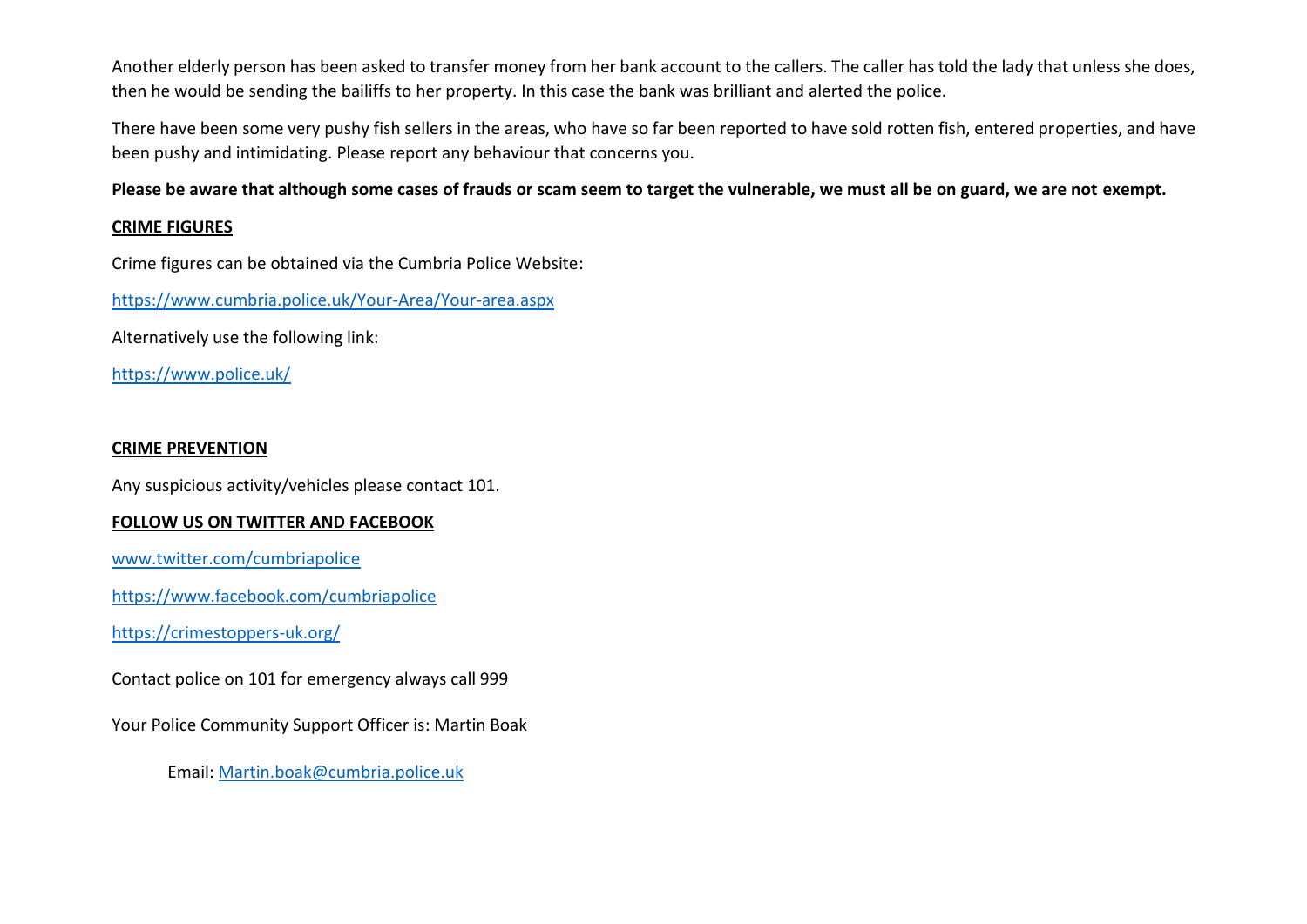Another elderly person has been asked to transfer money from her bank account to the callers. The caller has told the lady that unless she does, then he would be sending the bailiffs to her property. In this case the bank was brilliant and alerted the police.

There have been some very pushy fish sellers in the areas, who have so far been reported to have sold rotten fish, entered properties, and have been pushy and intimidating. Please report any behaviour that concerns you.

**Please be aware that although some cases of frauds or scam seem to target the vulnerable, we must all be on guard, we are not exempt.**

**CRIME FIGURES**

Crime figures can be obtained via the Cumbria Police Website:

https://www.cumbria.police.uk/Your-Area/Your-area.aspx

Alternatively use the following link:

https://www.police.uk/

**CRIME PREVENTION**

Any suspicious activity/vehicles please contact 101.

**FOLLOW US ON TWITTER AND FACEBOOK**

www.twitter.com/cumbriapolice

https://www.facebook.com/cumbriapolice

https://crimestoppers-uk.org/

Contact police on 101 for emergency always call 999

Your Police Community Support Officer is: Martin Boak

Email: Martin.boak@cumbria.police.uk